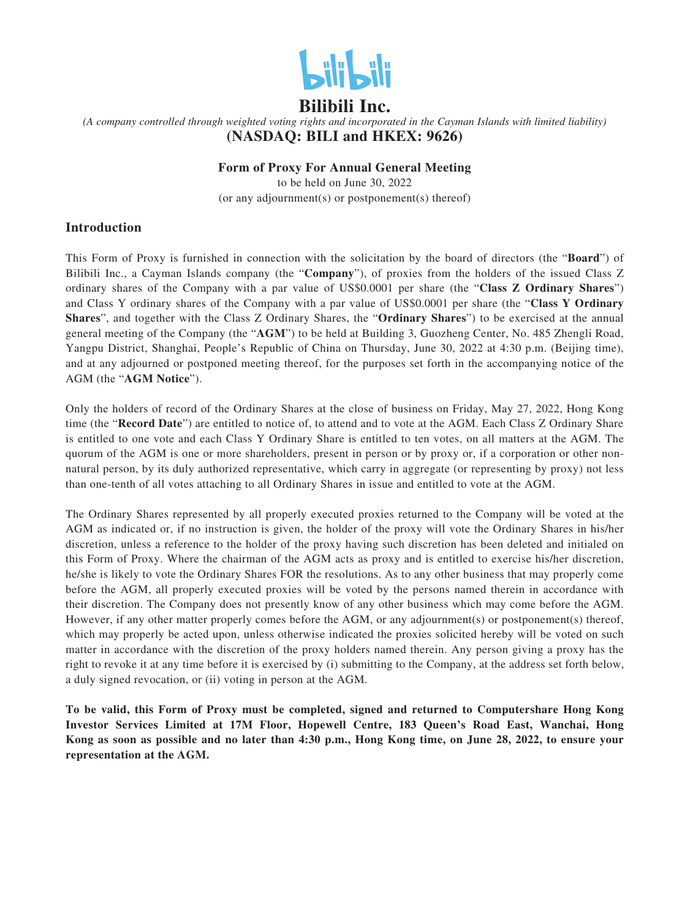# Bilibili Inc.

*(A company controlled through weighted voting rights and incorporated in the Cayman Islands with limited liability)*

**(NASDAQ: BILI and HKEX: 9626)**

**Form of Proxy For Annual General Meeting**

to be held on June 30, 2022

(or any adjournment(s) or postponement(s) thereof)

## Introduction

This Form of Proxy is furnished in connection with the solicitation by the board of directors (the "**Board**") of Bilibili Inc., a Cayman Islands company (the "**Company**"), of proxies from the holders of the issued Class Z ordinary shares of the Company with a par value of US$0.0001 per share (the "**Class Z Ordinary Shares**") and Class Y ordinary shares of the Company with a par value of US$0.0001 per share (the "**Class Y Ordinary Shares**", and together with the Class Z Ordinary Shares, the "**Ordinary Shares**") to be exercised at the annual general meeting of the Company (the "**AGM**") to be held at Building 3, Guozheng Center, No. 485 Zhengli Road, Yangpu District, Shanghai, People's Republic of China on Thursday, June 30, 2022 at 4:30 p.m. (Beijing time), and at any adjourned or postponed meeting thereof, for the purposes set forth in the accompanying notice of the AGM (the "**AGM Notice**").

Only the holders of record of the Ordinary Shares at the close of business on Friday, May 27, 2022, Hong Kong time (the "**Record Date**") are entitled to notice of, to attend and to vote at the AGM. Each Class Z Ordinary Share is entitled to one vote and each Class Y Ordinary Share is entitled to ten votes, on all matters at the AGM. The quorum of the AGM is one or more shareholders, present in person or by proxy or, if a corporation or other non-natural person, by its duly authorized representative, which carry in aggregate (or representing by proxy) not less than one-tenth of all votes attaching to all Ordinary Shares in issue and entitled to vote at the AGM.

The Ordinary Shares represented by all properly executed proxies returned to the Company will be voted at the AGM as indicated or, if no instruction is given, the holder of the proxy will vote the Ordinary Shares in his/her discretion, unless a reference to the holder of the proxy having such discretion has been deleted and initialed on this Form of Proxy. Where the chairman of the AGM acts as proxy and is entitled to exercise his/her discretion, he/she is likely to vote the Ordinary Shares FOR the resolutions. As to any other business that may properly come before the AGM, all properly executed proxies will be voted by the persons named therein in accordance with their discretion. The Company does not presently know of any other business which may come before the AGM. However, if any other matter properly comes before the AGM, or any adjournment(s) or postponement(s) thereof, which may properly be acted upon, unless otherwise indicated the proxies solicited hereby will be voted on such matter in accordance with the discretion of the proxy holders named therein. Any person giving a proxy has the right to revoke it at any time before it is exercised by (i) submitting to the Company, at the address set forth below, a duly signed revocation, or (ii) voting in person at the AGM.

**To be valid, this Form of Proxy must be completed, signed and returned to Computershare Hong Kong Investor Services Limited at 17M Floor, Hopewell Centre, 183 Queen's Road East, Wanchai, Hong Kong as soon as possible and no later than 4:30 p.m., Hong Kong time, on June 28, 2022, to ensure your representation at the AGM.**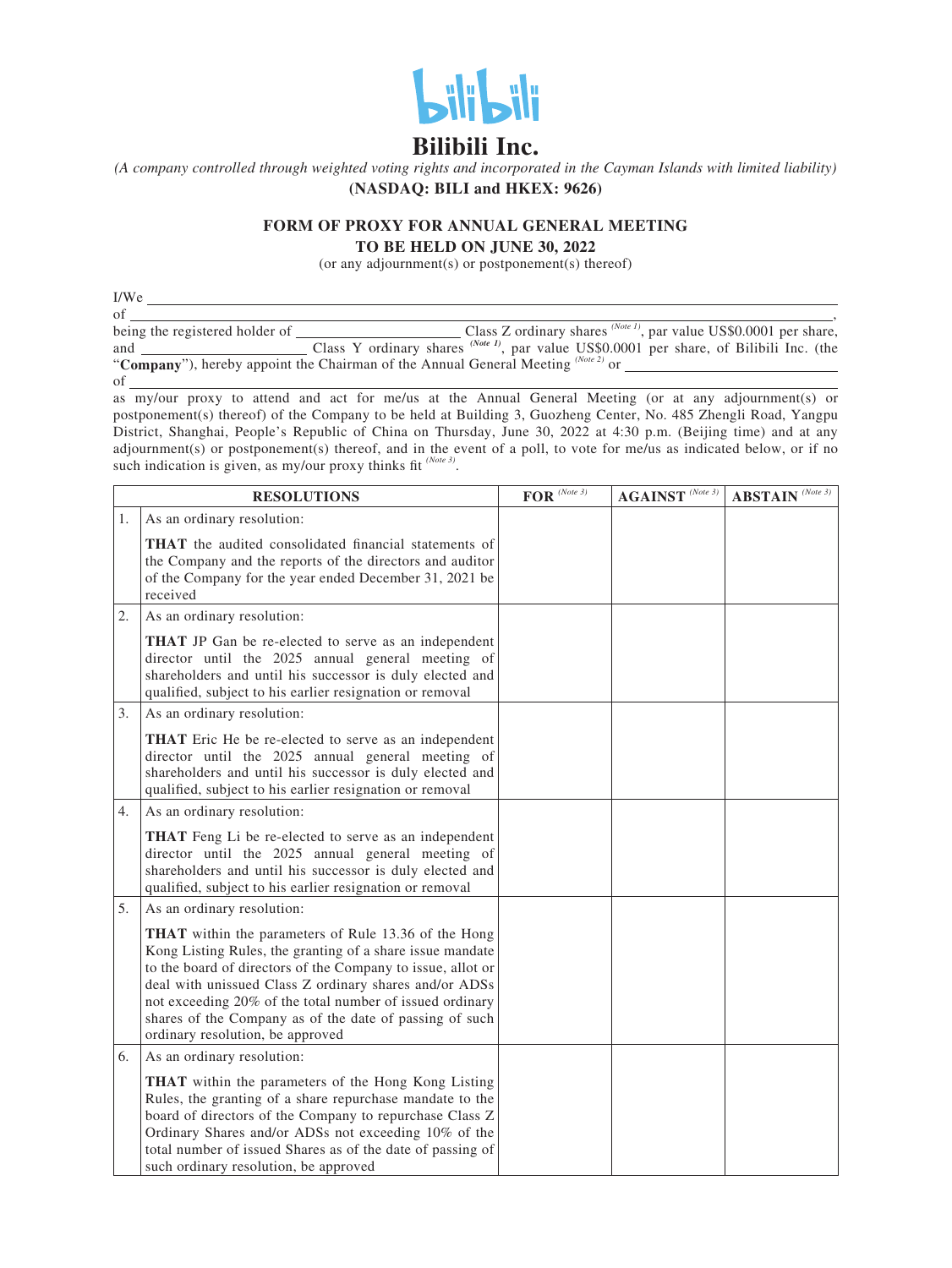# Bilibili Inc.

*(A company controlled through weighted voting rights and incorporated in the Cayman Islands with limited liability)*

**(NASDAQ: BILI and HKEX: 9626)**

## FORM OF PROXY FOR ANNUAL GENERAL MEETING TO BE HELD ON JUNE 30, 2022

(or any adjournment(s) or postponement(s) thereof)

I/We ______________________________________________________________________

of ______________________________________________________________________,

being the registered holder of ____________________ Class Z ordinary shares *(Note 1)*, par value US$0.0001 per share, and ____________________ Class Y ordinary shares *(Note 1)*, par value US$0.0001 per share, of Bilibili Inc. (the "**Company**"), hereby appoint the Chairman of the Annual General Meeting *(Note 2)* or ____________________

of ______________________________________________________________________

as my/our proxy to attend and act for me/us at the Annual General Meeting (or at any adjournment(s) or postponement(s) thereof) of the Company to be held at Building 3, Guozheng Center, No. 485 Zhengli Road, Yangpu District, Shanghai, People's Republic of China on Thursday, June 30, 2022 at 4:30 p.m. (Beijing time) and at any adjournment(s) or postponement(s) thereof, and in the event of a poll, to vote for me/us as indicated below, or if no such indication is given, as my/our proxy thinks fit *(Note 3)*.

| | RESOLUTIONS | FOR *(Note 3)* | AGAINST *(Note 3)* | ABSTAIN *(Note 3)* |
|---|---|---|---|---|
| 1. | As an ordinary resolution: **THAT** the audited consolidated financial statements of the Company and the reports of the directors and auditor of the Company for the year ended December 31, 2021 be received | | | |
| 2. | As an ordinary resolution: **THAT** JP Gan be re-elected to serve as an independent director until the 2025 annual general meeting of shareholders and until his successor is duly elected and qualified, subject to his earlier resignation or removal | | | |
| 3. | As an ordinary resolution: **THAT** Eric He be re-elected to serve as an independent director until the 2025 annual general meeting of shareholders and until his successor is duly elected and qualified, subject to his earlier resignation or removal | | | |
| 4. | As an ordinary resolution: **THAT** Feng Li be re-elected to serve as an independent director until the 2025 annual general meeting of shareholders and until his successor is duly elected and qualified, subject to his earlier resignation or removal | | | |
| 5. | As an ordinary resolution: **THAT** within the parameters of Rule 13.36 of the Hong Kong Listing Rules, the granting of a share issue mandate to the board of directors of the Company to issue, allot or deal with unissued Class Z ordinary shares and/or ADSs not exceeding 20% of the total number of issued ordinary shares of the Company as of the date of passing of such ordinary resolution, be approved | | | |
| 6. | As an ordinary resolution: **THAT** within the parameters of the Hong Kong Listing Rules, the granting of a share repurchase mandate to the board of directors of the Company to repurchase Class Z Ordinary Shares and/or ADSs not exceeding 10% of the total number of issued Shares as of the date of passing of such ordinary resolution, be approved | | | |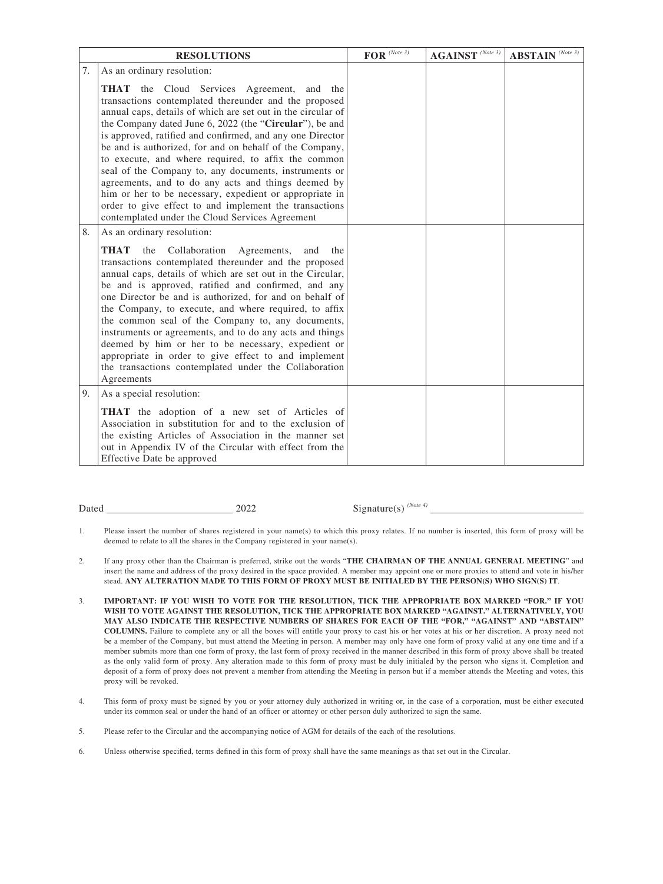| | RESOLUTIONS | FOR (Note 3) | AGAINST (Note 3) | ABSTAIN (Note 3) |
|---|---|---|---|---|
| 7. | As an ordinary resolution:<br><br>**THAT** the Cloud Services Agreement, and the transactions contemplated thereunder and the proposed annual caps, details of which are set out in the circular of the Company dated June 6, 2022 (the "**Circular**"), be and is approved, ratified and confirmed, and any one Director be and is authorized, for and on behalf of the Company, to execute, and where required, to affix the common seal of the Company to, any documents, instruments or agreements, and to do any acts and things deemed by him or her to be necessary, expedient or appropriate in order to give effect to and implement the transactions contemplated under the Cloud Services Agreement | | | |
| 8. | As an ordinary resolution:<br><br>**THAT** the Collaboration Agreements, and the transactions contemplated thereunder and the proposed annual caps, details of which are set out in the Circular, be and is approved, ratified and confirmed, and any one Director be and is authorized, for and on behalf of the Company, to execute, and where required, to affix the common seal of the Company to, any documents, instruments or agreements, and to do any acts and things deemed by him or her to be necessary, expedient or appropriate in order to give effect to and implement the transactions contemplated under the Collaboration Agreements | | | |
| 9. | As a special resolution:<br><br>**THAT** the adoption of a new set of Articles of Association in substitution for and to the exclusion of the existing Articles of Association in the manner set out in Appendix IV of the Circular with effect from the Effective Date be approved | | | |

Dated ________________________ 2022 Signature(s) (Note 4) ____________________________

1. Please insert the number of shares registered in your name(s) to which this proxy relates. If no number is inserted, this form of proxy will be deemed to relate to all the shares in the Company registered in your name(s).

2. If any proxy other than the Chairman is preferred, strike out the words "**THE CHAIRMAN OF THE ANNUAL GENERAL MEETING**" and insert the name and address of the proxy desired in the space provided. A member may appoint one or more proxies to attend and vote in his/her stead. **ANY ALTERATION MADE TO THIS FORM OF PROXY MUST BE INITIALED BY THE PERSON(S) WHO SIGN(S) IT**.

3. **IMPORTANT: IF YOU WISH TO VOTE FOR THE RESOLUTION, TICK THE APPROPRIATE BOX MARKED "FOR." IF YOU WISH TO VOTE AGAINST THE RESOLUTION, TICK THE APPROPRIATE BOX MARKED "AGAINST." ALTERNATIVELY, YOU MAY ALSO INDICATE THE RESPECTIVE NUMBERS OF SHARES FOR EACH OF THE "FOR," "AGAINST" AND "ABSTAIN" COLUMNS.** Failure to complete any or all the boxes will entitle your proxy to cast his or her votes at his or her discretion. A proxy need not be a member of the Company, but must attend the Meeting in person. A member may only have one form of proxy valid at any one time and if a member submits more than one form of proxy, the last form of proxy received in the manner described in this form of proxy above shall be treated as the only valid form of proxy. Any alteration made to this form of proxy must be duly initialed by the person who signs it. Completion and deposit of a form of proxy does not prevent a member from attending the Meeting in person but if a member attends the Meeting and votes, this proxy will be revoked.

4. This form of proxy must be signed by you or your attorney duly authorized in writing or, in the case of a corporation, must be either executed under its common seal or under the hand of an officer or attorney or other person duly authorized to sign the same.

5. Please refer to the Circular and the accompanying notice of AGM for details of the each of the resolutions.

6. Unless otherwise specified, terms defined in this form of proxy shall have the same meanings as that set out in the Circular.